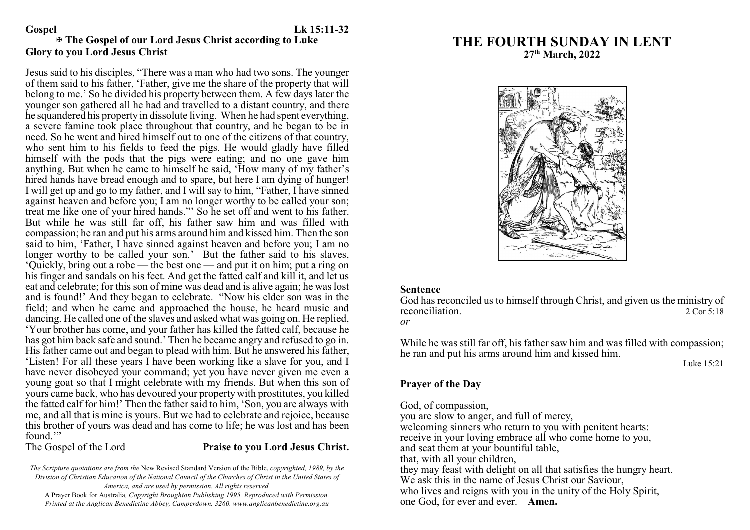**Gospel** **Lk 15:11-32**

✠ **The Gospel of our Lord Jesus Christ according to Luke**
**Glory to you Lord Jesus Christ**

Jesus said to his disciples, "There was a man who had two sons. The younger of them said to his father, 'Father, give me the share of the property that will belong to me.' So he divided his property between them. A few days later the younger son gathered all he had and travelled to a distant country, and there he squandered his property in dissolute living. When he had spent everything, a severe famine took place throughout that country, and he began to be in need. So he went and hired himself out to one of the citizens of that country, who sent him to his fields to feed the pigs. He would gladly have filled himself with the pods that the pigs were eating; and no one gave him anything. But when he came to himself he said, 'How many of my father's hired hands have bread enough and to spare, but here I am dying of hunger! I will get up and go to my father, and I will say to him, "Father, I have sinned against heaven and before you; I am no longer worthy to be called your son; treat me like one of your hired hands."' So he set off and went to his father. But while he was still far off, his father saw him and was filled with compassion; he ran and put his arms around him and kissed him. Then the son said to him, 'Father, I have sinned against heaven and before you; I am no longer worthy to be called your son.' But the father said to his slaves, 'Quickly, bring out a robe — the best one — and put it on him; put a ring on his finger and sandals on his feet. And get the fatted calf and kill it, and let us eat and celebrate; for this son of mine was dead and is alive again; he was lost and is found!' And they began to celebrate. "Now his elder son was in the field; and when he came and approached the house, he heard music and dancing. He called one of the slaves and asked what was going on. He replied, 'Your brother has come, and your father has killed the fatted calf, because he has got him back safe and sound.' Then he became angry and refused to go in. His father came out and began to plead with him. But he answered his father, 'Listen! For all these years I have been working like a slave for you, and I have never disobeyed your command; yet you have never given me even a young goat so that I might celebrate with my friends. But when this son of yours came back, who has devoured your property with prostitutes, you killed the fatted calf for him!' Then the father said to him, 'Son, you are always with me, and all that is mine is yours. But we had to celebrate and rejoice, because this brother of yours was dead and has come to life; he was lost and has been found.'"

The Gospel of the Lord **Praise to you Lord Jesus Christ.**

*The Scripture quotations are from the* New Revised Standard Version of the Bible, *copyrighted, 1989, by the Division of Christian Education of the National Council of the Churches of Christ in the United States of America, and are used by permission. All rights reserved.*

A Prayer Book for Australia, *Copyright Broughton Publishing 1995. Reproduced with Permission. Printed at the Anglican Benedictine Abbey, Camperdown. 3260. www.anglicanbenedictine.org.au*

# THE FOURTH SUNDAY IN LENT

**27th March, 2022**

### Sentence

God has reconciled us to himself through Christ, and given us the ministry of reconciliation. 2 Cor 5:18

*or*

While he was still far off, his father saw him and was filled with compassion; he ran and put his arms around him and kissed him.

Luke 15:21

### Prayer of the Day

God, of compassion,
you are slow to anger, and full of mercy,
welcoming sinners who return to you with penitent hearts:
receive in your loving embrace all who come home to you,
and seat them at your bountiful table,
that, with all your children,
they may feast with delight on all that satisfies the hungry heart.
We ask this in the name of Jesus Christ our Saviour,
who lives and reigns with you in the unity of the Holy Spirit,
one God, for ever and ever. **Amen.**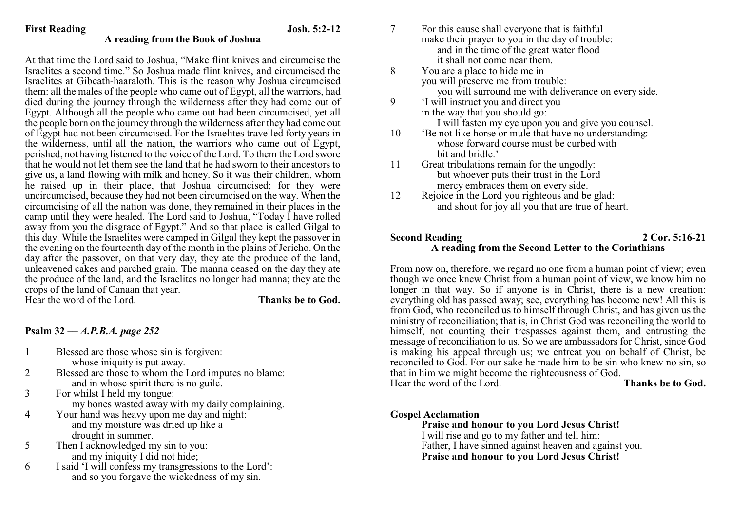**First Reading** **Josh. 5:2-12**

**A reading from the Book of Joshua**

At that time the Lord said to Joshua, "Make flint knives and circumcise the Israelites a second time." So Joshua made flint knives, and circumcised the Israelites at Gibeath-haaraloth. This is the reason why Joshua circumcised them: all the males of the people who came out of Egypt, all the warriors, had died during the journey through the wilderness after they had come out of Egypt. Although all the people who came out had been circumcised, yet all the people born on the journey through the wilderness after they had come out of Egypt had not been circumcised. For the Israelites travelled forty years in the wilderness, until all the nation, the warriors who came out of Egypt, perished, not having listened to the voice of the Lord. To them the Lord swore that he would not let them see the land that he had sworn to their ancestors to give us, a land flowing with milk and honey. So it was their children, whom he raised up in their place, that Joshua circumcised; for they were uncircumcised, because they had not been circumcised on the way. When the circumcising of all the nation was done, they remained in their places in the camp until they were healed. The Lord said to Joshua, "Today I have rolled away from you the disgrace of Egypt." And so that place is called Gilgal to this day. While the Israelites were camped in Gilgal they kept the passover in the evening on the fourteenth day of the month in the plains of Jericho. On the day after the passover, on that very day, they ate the produce of the land, unleavened cakes and parched grain. The manna ceased on the day they ate the produce of the land, and the Israelites no longer had manna; they ate the crops of the land of Canaan that year.

Hear the word of the Lord. **Thanks be to God.**

**Psalm 32 —** ***A.P.B.A. page 252***

1 Blessed are those whose sin is forgiven:
whose iniquity is put away.

2 Blessed are those to whom the Lord imputes no blame:
and in whose spirit there is no guile.

3 For whilst I held my tongue:
my bones wasted away with my daily complaining.

4 Your hand was heavy upon me day and night:
and my moisture was dried up like a
drought in summer.

5 Then I acknowledged my sin to you:
and my iniquity I did not hide;

6 I said 'I will confess my transgressions to the Lord':
and so you forgave the wickedness of my sin.

7 For this cause shall everyone that is faithful
make their prayer to you in the day of trouble:
and in the time of the great water flood
it shall not come near them.

8 You are a place to hide me in
you will preserve me from trouble:
you will surround me with deliverance on every side.

9 'I will instruct you and direct you
in the way that you should go:
I will fasten my eye upon you and give you counsel.

10 'Be not like horse or mule that have no understanding:
whose forward course must be curbed with
bit and bridle.'

11 Great tribulations remain for the ungodly:
but whoever puts their trust in the Lord
mercy embraces them on every side.

12 Rejoice in the Lord you righteous and be glad:
and shout for joy all you that are true of heart.

**Second Reading** **2 Cor. 5:16-21**

**A reading from the Second Letter to the Corinthians**

From now on, therefore, we regard no one from a human point of view; even though we once knew Christ from a human point of view, we know him no longer in that way. So if anyone is in Christ, there is a new creation: everything old has passed away; see, everything has become new! All this is from God, who reconciled us to himself through Christ, and has given us the ministry of reconciliation; that is, in Christ God was reconciling the world to himself, not counting their trespasses against them, and entrusting the message of reconciliation to us. So we are ambassadors for Christ, since God is making his appeal through us; we entreat you on behalf of Christ, be reconciled to God. For our sake he made him to be sin who knew no sin, so that in him we might become the righteousness of God.

Hear the word of the Lord. **Thanks be to God.**

**Gospel Acclamation**

**Praise and honour to you Lord Jesus Christ!**
I will rise and go to my father and tell him:
Father, I have sinned against heaven and against you.
**Praise and honour to you Lord Jesus Christ!**